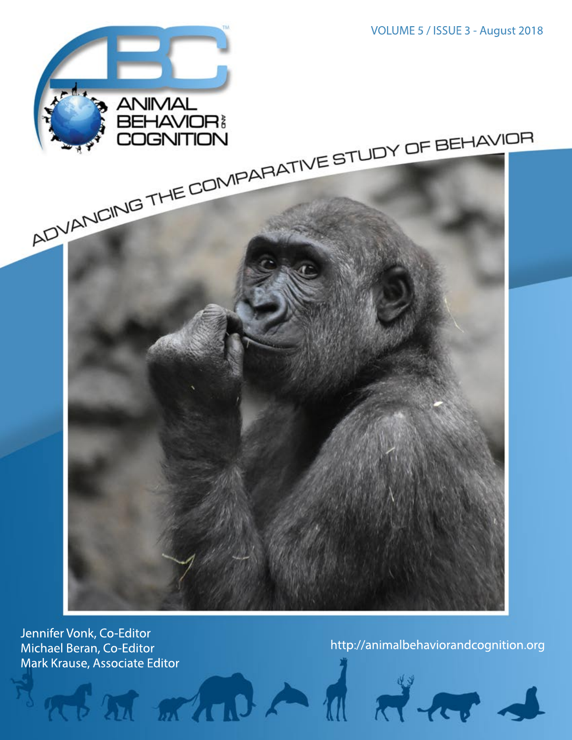VOLUME 5 / ISSUE 3 - August 2018

# ANIMAL BEHAVIOR AND COGNITION

ADVANCING THE COMPARATIVE STUDY OF BEHAVIOR

Jennifer Vonk, Co-Editor
Michael Beran, Co-Editor
Mark Krause, Associate Editor

http://animalbehaviorandcognition.org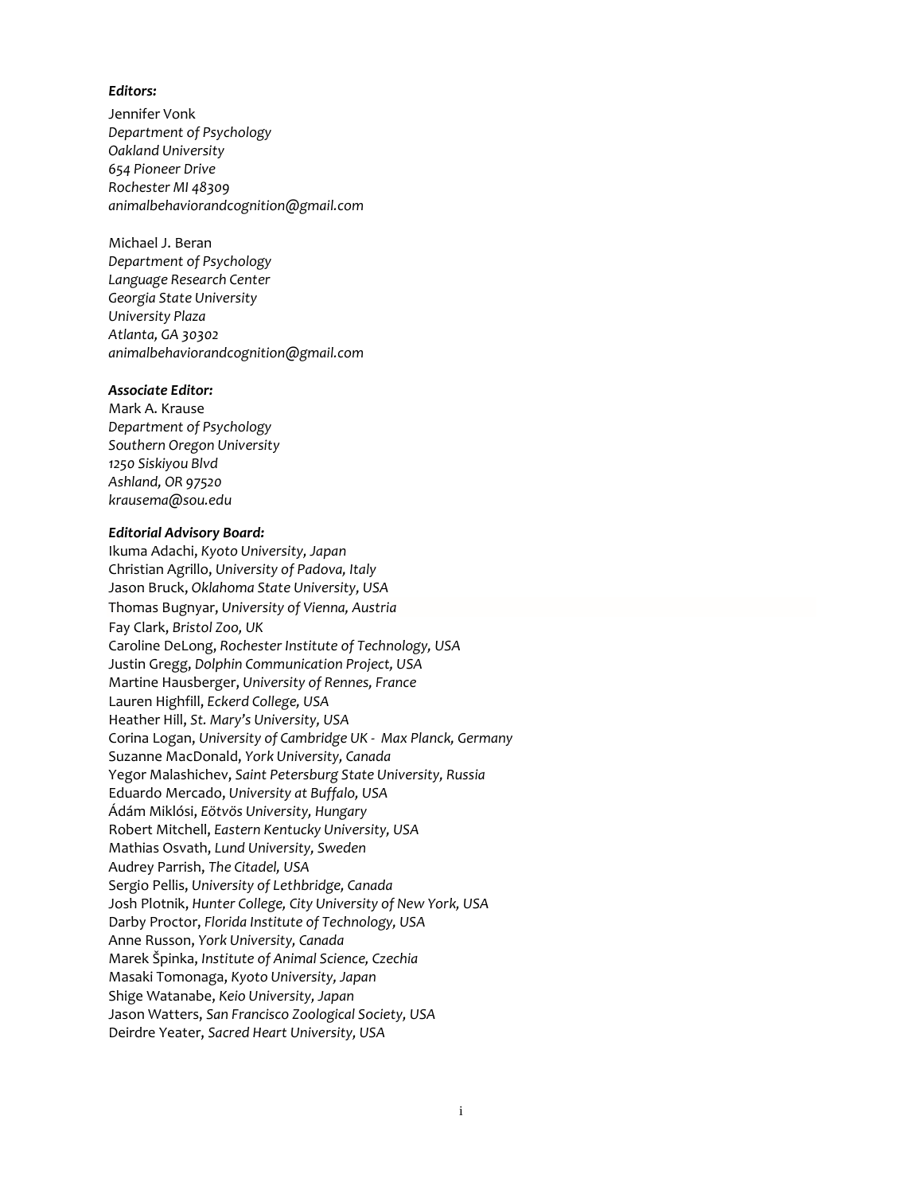***Editors:***

Jennifer Vonk
*Department of Psychology*
*Oakland University*
*654 Pioneer Drive*
*Rochester MI 48309*
*animalbehaviorandcognition@gmail.com*

Michael J. Beran
*Department of Psychology*
*Language Research Center*
*Georgia State University*
*University Plaza*
*Atlanta, GA 30302*
*animalbehaviorandcognition@gmail.com*

***Associate Editor:***

Mark A. Krause
*Department of Psychology*
*Southern Oregon University*
*1250 Siskiyou Blvd*
*Ashland, OR 97520*
*krausema@sou.edu*

***Editorial Advisory Board:***

Ikuma Adachi, *Kyoto University, Japan*
Christian Agrillo, *University of Padova, Italy*
Jason Bruck, *Oklahoma State University, USA*
Thomas Bugnyar, *University of Vienna, Austria*
Fay Clark, *Bristol Zoo, UK*
Caroline DeLong, *Rochester Institute of Technology, USA*
Justin Gregg, *Dolphin Communication Project, USA*
Martine Hausberger, *University of Rennes, France*
Lauren Highfill, *Eckerd College, USA*
Heather Hill, *St. Mary's University, USA*
Corina Logan, *University of Cambridge UK - Max Planck, Germany*
Suzanne MacDonald, *York University, Canada*
Yegor Malashichev, *Saint Petersburg State University, Russia*
Eduardo Mercado, *University at Buffalo, USA*
Ádám Miklósi, *Eötvös University, Hungary*
Robert Mitchell, *Eastern Kentucky University, USA*
Mathias Osvath, *Lund University, Sweden*
Audrey Parrish, *The Citadel, USA*
Sergio Pellis, *University of Lethbridge, Canada*
Josh Plotnik, *Hunter College, City University of New York, USA*
Darby Proctor, *Florida Institute of Technology, USA*
Anne Russon, *York University, Canada*
Marek Špinka, *Institute of Animal Science, Czechia*
Masaki Tomonaga, *Kyoto University, Japan*
Shige Watanabe, *Keio University, Japan*
Jason Watters, *San Francisco Zoological Society, USA*
Deirdre Yeater, *Sacred Heart University, USA*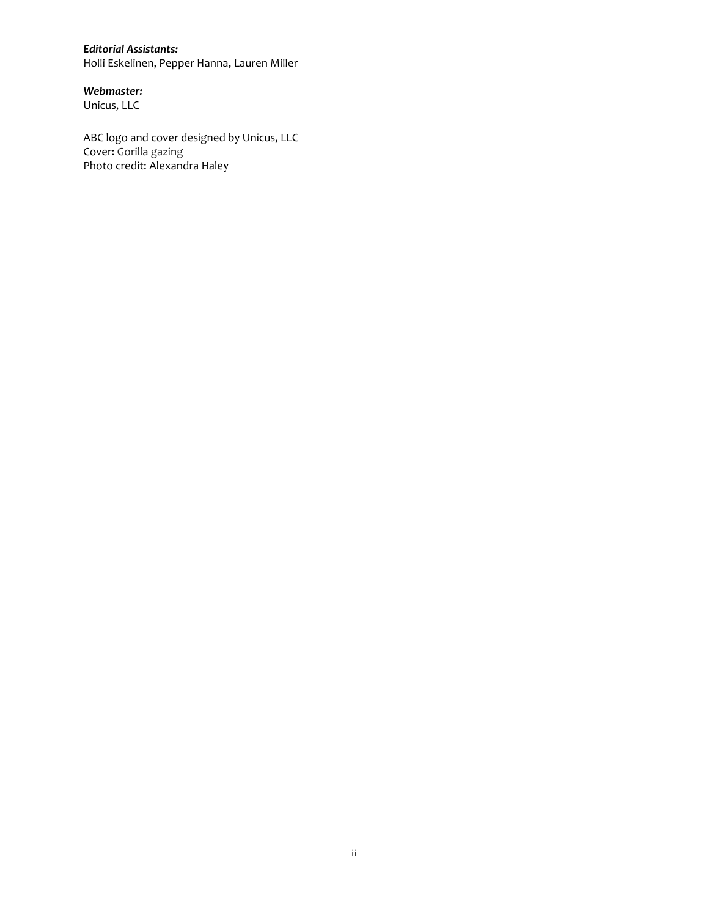***Editorial Assistants:***
Holli Eskelinen, Pepper Hanna, Lauren Miller

***Webmaster:***
Unicus, LLC

ABC logo and cover designed by Unicus, LLC
Cover: Gorilla gazing
Photo credit: Alexandra Haley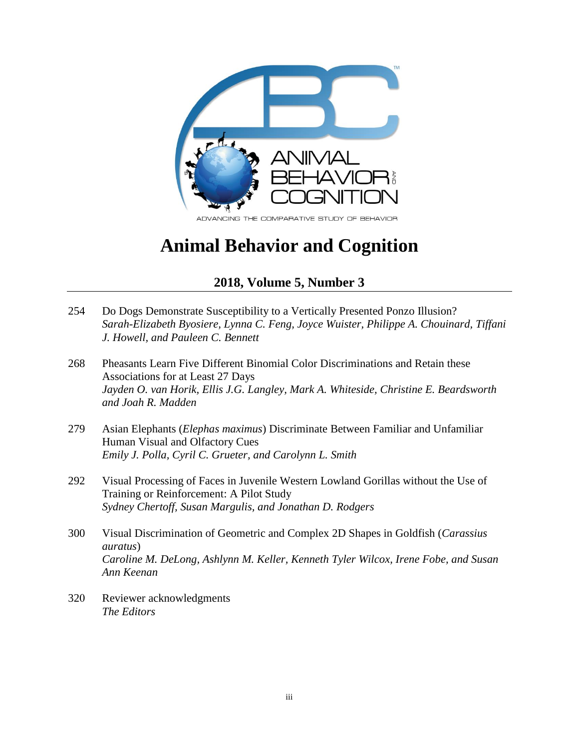# Animal Behavior and Cognition

## 2018, Volume 5, Number 3

254 Do Dogs Demonstrate Susceptibility to a Vertically Presented Ponzo Illusion?
*Sarah-Elizabeth Byosiere, Lynna C. Feng, Joyce Wuister, Philippe A. Chouinard, Tiffani J. Howell, and Pauleen C. Bennett*

268 Pheasants Learn Five Different Binomial Color Discriminations and Retain these Associations for at Least 27 Days
*Jayden O. van Horik, Ellis J.G. Langley, Mark A. Whiteside, Christine E. Beardsworth and Joah R. Madden*

279 Asian Elephants (*Elephas maximus*) Discriminate Between Familiar and Unfamiliar Human Visual and Olfactory Cues
*Emily J. Polla, Cyril C. Grueter, and Carolynn L. Smith*

292 Visual Processing of Faces in Juvenile Western Lowland Gorillas without the Use of Training or Reinforcement: A Pilot Study
*Sydney Chertoff, Susan Margulis, and Jonathan D. Rodgers*

300 Visual Discrimination of Geometric and Complex 2D Shapes in Goldfish (*Carassius auratus*)
*Caroline M. DeLong, Ashlynn M. Keller, Kenneth Tyler Wilcox, Irene Fobe, and Susan Ann Keenan*

320 Reviewer acknowledgments
*The Editors*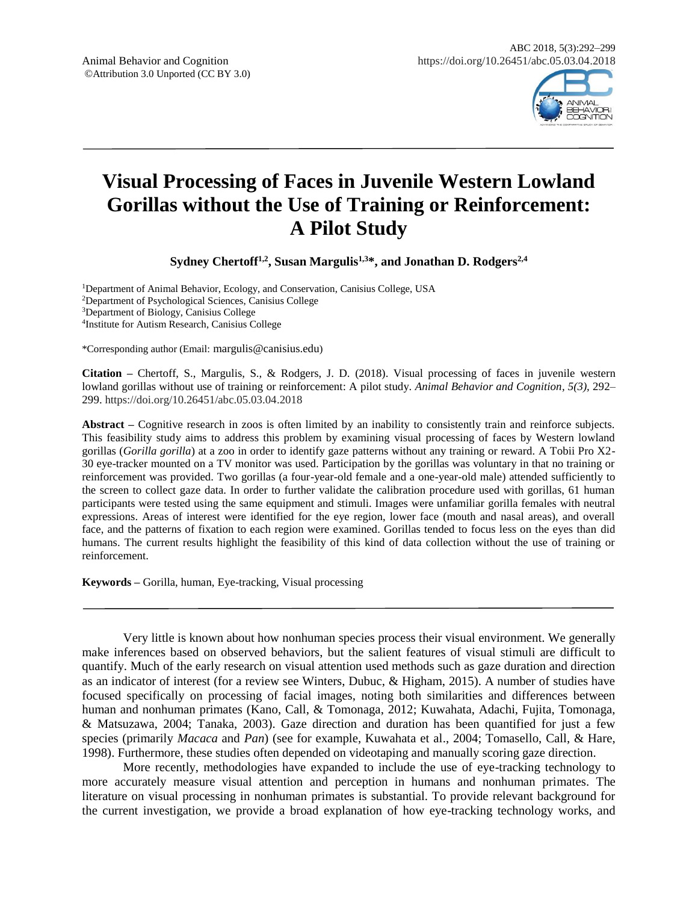Animal Behavior and Cognition
©Attribution 3.0 Unported (CC BY 3.0)

# Visual Processing of Faces in Juvenile Western Lowland Gorillas without the Use of Training or Reinforcement: A Pilot Study

**Sydney Chertoff[1,2], Susan Margulis[1,3]*, and Jonathan D. Rodgers[2,4]**

[1]Department of Animal Behavior, Ecology, and Conservation, Canisius College, USA
[2]Department of Psychological Sciences, Canisius College
[3]Department of Biology, Canisius College
[4]Institute for Autism Research, Canisius College

*Corresponding author (Email: margulis@canisius.edu)

**Citation –** Chertoff, S., Margulis, S., & Rodgers, J. D. (2018). Visual processing of faces in juvenile western lowland gorillas without use of training or reinforcement: A pilot study. *Animal Behavior and Cognition, 5(3),* 292–299. https://doi.org/10.26451/abc.05.03.04.2018

**Abstract –** Cognitive research in zoos is often limited by an inability to consistently train and reinforce subjects. This feasibility study aims to address this problem by examining visual processing of faces by Western lowland gorillas (*Gorilla gorilla*) at a zoo in order to identify gaze patterns without any training or reward. A Tobii Pro X2-30 eye-tracker mounted on a TV monitor was used. Participation by the gorillas was voluntary in that no training or reinforcement was provided. Two gorillas (a four-year-old female and a one-year-old male) attended sufficiently to the screen to collect gaze data. In order to further validate the calibration procedure used with gorillas, 61 human participants were tested using the same equipment and stimuli. Images were unfamiliar gorilla females with neutral expressions. Areas of interest were identified for the eye region, lower face (mouth and nasal areas), and overall face, and the patterns of fixation to each region were examined. Gorillas tended to focus less on the eyes than did humans. The current results highlight the feasibility of this kind of data collection without the use of training or reinforcement.

**Keywords –** Gorilla, human, Eye-tracking, Visual processing

---

Very little is known about how nonhuman species process their visual environment. We generally make inferences based on observed behaviors, but the salient features of visual stimuli are difficult to quantify. Much of the early research on visual attention used methods such as gaze duration and direction as an indicator of interest (for a review see Winters, Dubuc, & Higham, 2015). A number of studies have focused specifically on processing of facial images, noting both similarities and differences between human and nonhuman primates (Kano, Call, & Tomonaga, 2012; Kuwahata, Adachi, Fujita, Tomonaga, & Matsuzawa, 2004; Tanaka, 2003). Gaze direction and duration has been quantified for just a few species (primarily *Macaca* and *Pan*) (see for example, Kuwahata et al., 2004; Tomasello, Call, & Hare, 1998). Furthermore, these studies often depended on videotaping and manually scoring gaze direction.

More recently, methodologies have expanded to include the use of eye-tracking technology to more accurately measure visual attention and perception in humans and nonhuman primates. The literature on visual processing in nonhuman primates is substantial. To provide relevant background for the current investigation, we provide a broad explanation of how eye-tracking technology works, and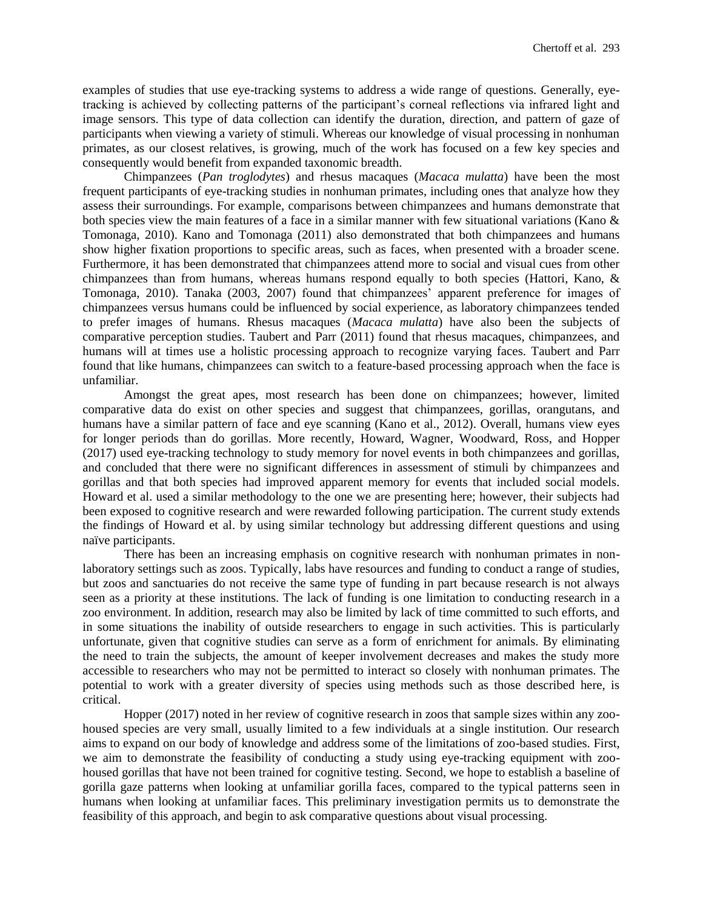examples of studies that use eye-tracking systems to address a wide range of questions. Generally, eye-tracking is achieved by collecting patterns of the participant's corneal reflections via infrared light and image sensors. This type of data collection can identify the duration, direction, and pattern of gaze of participants when viewing a variety of stimuli. Whereas our knowledge of visual processing in nonhuman primates, as our closest relatives, is growing, much of the work has focused on a few key species and consequently would benefit from expanded taxonomic breadth.

Chimpanzees (*Pan troglodytes*) and rhesus macaques (*Macaca mulatta*) have been the most frequent participants of eye-tracking studies in nonhuman primates, including ones that analyze how they assess their surroundings. For example, comparisons between chimpanzees and humans demonstrate that both species view the main features of a face in a similar manner with few situational variations (Kano & Tomonaga, 2010). Kano and Tomonaga (2011) also demonstrated that both chimpanzees and humans show higher fixation proportions to specific areas, such as faces, when presented with a broader scene. Furthermore, it has been demonstrated that chimpanzees attend more to social and visual cues from other chimpanzees than from humans, whereas humans respond equally to both species (Hattori, Kano, & Tomonaga, 2010). Tanaka (2003, 2007) found that chimpanzees' apparent preference for images of chimpanzees versus humans could be influenced by social experience, as laboratory chimpanzees tended to prefer images of humans. Rhesus macaques (*Macaca mulatta*) have also been the subjects of comparative perception studies. Taubert and Parr (2011) found that rhesus macaques, chimpanzees, and humans will at times use a holistic processing approach to recognize varying faces. Taubert and Parr found that like humans, chimpanzees can switch to a feature-based processing approach when the face is unfamiliar.

Amongst the great apes, most research has been done on chimpanzees; however, limited comparative data do exist on other species and suggest that chimpanzees, gorillas, orangutans, and humans have a similar pattern of face and eye scanning (Kano et al., 2012). Overall, humans view eyes for longer periods than do gorillas. More recently, Howard, Wagner, Woodward, Ross, and Hopper (2017) used eye-tracking technology to study memory for novel events in both chimpanzees and gorillas, and concluded that there were no significant differences in assessment of stimuli by chimpanzees and gorillas and that both species had improved apparent memory for events that included social models. Howard et al. used a similar methodology to the one we are presenting here; however, their subjects had been exposed to cognitive research and were rewarded following participation. The current study extends the findings of Howard et al. by using similar technology but addressing different questions and using naïve participants.

There has been an increasing emphasis on cognitive research with nonhuman primates in non-laboratory settings such as zoos. Typically, labs have resources and funding to conduct a range of studies, but zoos and sanctuaries do not receive the same type of funding in part because research is not always seen as a priority at these institutions. The lack of funding is one limitation to conducting research in a zoo environment. In addition, research may also be limited by lack of time committed to such efforts, and in some situations the inability of outside researchers to engage in such activities. This is particularly unfortunate, given that cognitive studies can serve as a form of enrichment for animals. By eliminating the need to train the subjects, the amount of keeper involvement decreases and makes the study more accessible to researchers who may not be permitted to interact so closely with nonhuman primates. The potential to work with a greater diversity of species using methods such as those described here, is critical.

Hopper (2017) noted in her review of cognitive research in zoos that sample sizes within any zoo-housed species are very small, usually limited to a few individuals at a single institution. Our research aims to expand on our body of knowledge and address some of the limitations of zoo-based studies. First, we aim to demonstrate the feasibility of conducting a study using eye-tracking equipment with zoo-housed gorillas that have not been trained for cognitive testing. Second, we hope to establish a baseline of gorilla gaze patterns when looking at unfamiliar gorilla faces, compared to the typical patterns seen in humans when looking at unfamiliar faces. This preliminary investigation permits us to demonstrate the feasibility of this approach, and begin to ask comparative questions about visual processing.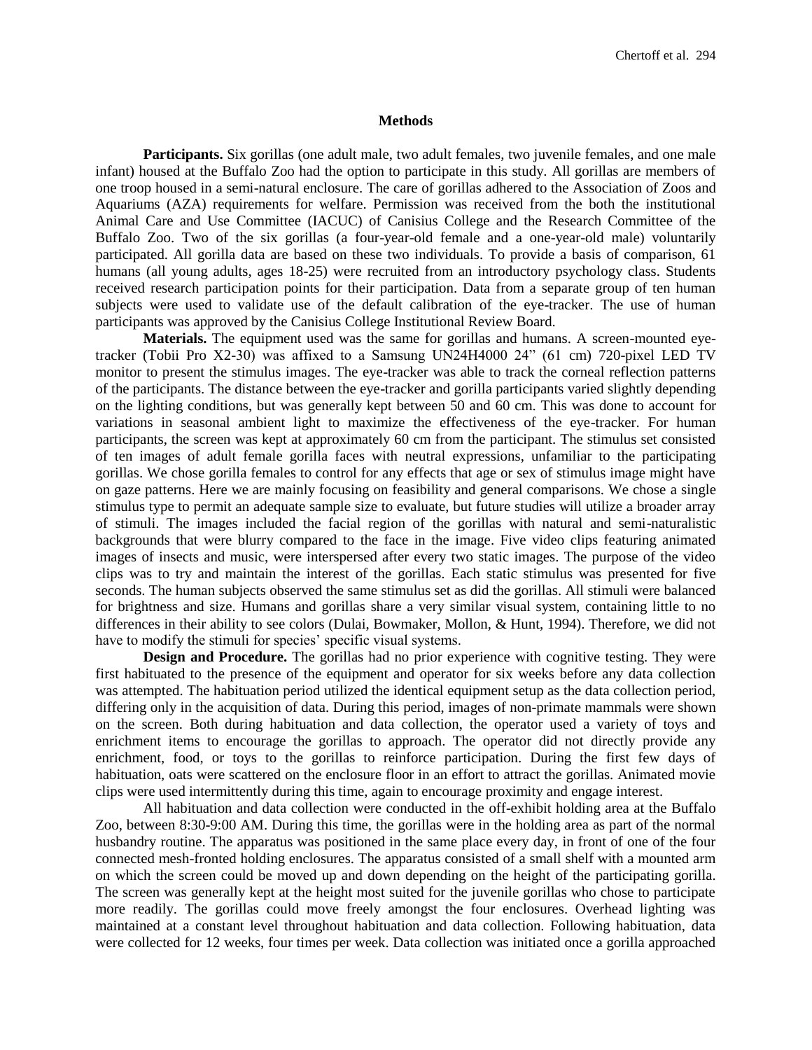## Methods

**Participants.** Six gorillas (one adult male, two adult females, two juvenile females, and one male infant) housed at the Buffalo Zoo had the option to participate in this study. All gorillas are members of one troop housed in a semi-natural enclosure. The care of gorillas adhered to the Association of Zoos and Aquariums (AZA) requirements for welfare. Permission was received from the both the institutional Animal Care and Use Committee (IACUC) of Canisius College and the Research Committee of the Buffalo Zoo. Two of the six gorillas (a four-year-old female and a one-year-old male) voluntarily participated. All gorilla data are based on these two individuals. To provide a basis of comparison, 61 humans (all young adults, ages 18-25) were recruited from an introductory psychology class. Students received research participation points for their participation. Data from a separate group of ten human subjects were used to validate use of the default calibration of the eye-tracker. The use of human participants was approved by the Canisius College Institutional Review Board.

**Materials.** The equipment used was the same for gorillas and humans. A screen-mounted eye-tracker (Tobii Pro X2-30) was affixed to a Samsung UN24H4000 24" (61 cm) 720-pixel LED TV monitor to present the stimulus images. The eye-tracker was able to track the corneal reflection patterns of the participants. The distance between the eye-tracker and gorilla participants varied slightly depending on the lighting conditions, but was generally kept between 50 and 60 cm. This was done to account for variations in seasonal ambient light to maximize the effectiveness of the eye-tracker. For human participants, the screen was kept at approximately 60 cm from the participant. The stimulus set consisted of ten images of adult female gorilla faces with neutral expressions, unfamiliar to the participating gorillas. We chose gorilla females to control for any effects that age or sex of stimulus image might have on gaze patterns. Here we are mainly focusing on feasibility and general comparisons. We chose a single stimulus type to permit an adequate sample size to evaluate, but future studies will utilize a broader array of stimuli. The images included the facial region of the gorillas with natural and semi-naturalistic backgrounds that were blurry compared to the face in the image. Five video clips featuring animated images of insects and music, were interspersed after every two static images. The purpose of the video clips was to try and maintain the interest of the gorillas. Each static stimulus was presented for five seconds. The human subjects observed the same stimulus set as did the gorillas. All stimuli were balanced for brightness and size. Humans and gorillas share a very similar visual system, containing little to no differences in their ability to see colors (Dulai, Bowmaker, Mollon, & Hunt, 1994). Therefore, we did not have to modify the stimuli for species' specific visual systems.

**Design and Procedure.** The gorillas had no prior experience with cognitive testing. They were first habituated to the presence of the equipment and operator for six weeks before any data collection was attempted. The habituation period utilized the identical equipment setup as the data collection period, differing only in the acquisition of data. During this period, images of non-primate mammals were shown on the screen. Both during habituation and data collection, the operator used a variety of toys and enrichment items to encourage the gorillas to approach. The operator did not directly provide any enrichment, food, or toys to the gorillas to reinforce participation. During the first few days of habituation, oats were scattered on the enclosure floor in an effort to attract the gorillas. Animated movie clips were used intermittently during this time, again to encourage proximity and engage interest.

All habituation and data collection were conducted in the off-exhibit holding area at the Buffalo Zoo, between 8:30-9:00 AM. During this time, the gorillas were in the holding area as part of the normal husbandry routine. The apparatus was positioned in the same place every day, in front of one of the four connected mesh-fronted holding enclosures. The apparatus consisted of a small shelf with a mounted arm on which the screen could be moved up and down depending on the height of the participating gorilla. The screen was generally kept at the height most suited for the juvenile gorillas who chose to participate more readily. The gorillas could move freely amongst the four enclosures. Overhead lighting was maintained at a constant level throughout habituation and data collection. Following habituation, data were collected for 12 weeks, four times per week. Data collection was initiated once a gorilla approached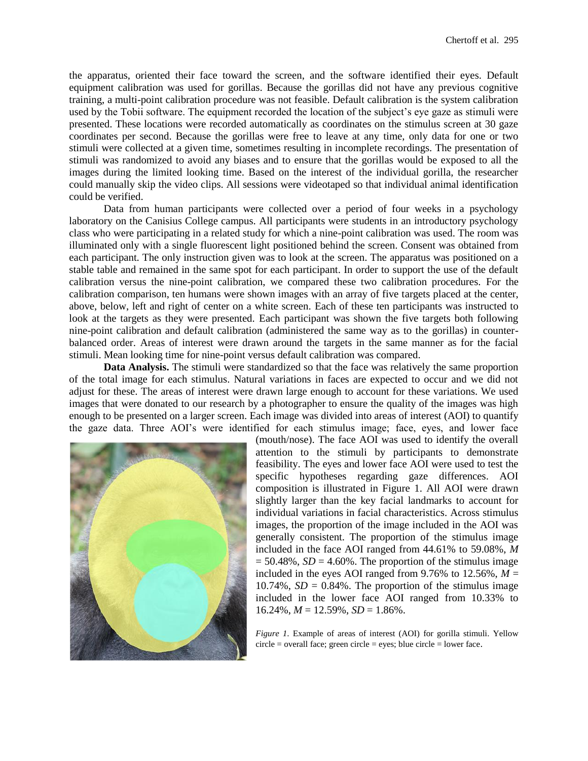the apparatus, oriented their face toward the screen, and the software identified their eyes. Default equipment calibration was used for gorillas. Because the gorillas did not have any previous cognitive training, a multi-point calibration procedure was not feasible. Default calibration is the system calibration used by the Tobii software. The equipment recorded the location of the subject's eye gaze as stimuli were presented. These locations were recorded automatically as coordinates on the stimulus screen at 30 gaze coordinates per second. Because the gorillas were free to leave at any time, only data for one or two stimuli were collected at a given time, sometimes resulting in incomplete recordings. The presentation of stimuli was randomized to avoid any biases and to ensure that the gorillas would be exposed to all the images during the limited looking time. Based on the interest of the individual gorilla, the researcher could manually skip the video clips. All sessions were videotaped so that individual animal identification could be verified.

Data from human participants were collected over a period of four weeks in a psychology laboratory on the Canisius College campus. All participants were students in an introductory psychology class who were participating in a related study for which a nine-point calibration was used. The room was illuminated only with a single fluorescent light positioned behind the screen. Consent was obtained from each participant. The only instruction given was to look at the screen. The apparatus was positioned on a stable table and remained in the same spot for each participant. In order to support the use of the default calibration versus the nine-point calibration, we compared these two calibration procedures. For the calibration comparison, ten humans were shown images with an array of five targets placed at the center, above, below, left and right of center on a white screen. Each of these ten participants was instructed to look at the targets as they were presented. Each participant was shown the five targets both following nine-point calibration and default calibration (administered the same way as to the gorillas) in counter-balanced order. Areas of interest were drawn around the targets in the same manner as for the facial stimuli. Mean looking time for nine-point versus default calibration was compared.

**Data Analysis.** The stimuli were standardized so that the face was relatively the same proportion of the total image for each stimulus. Natural variations in faces are expected to occur and we did not adjust for these. The areas of interest were drawn large enough to account for these variations. We used images that were donated to our research by a photographer to ensure the quality of the images was high enough to be presented on a larger screen. Each image was divided into areas of interest (AOI) to quantify the gaze data. Three AOI's were identified for each stimulus image; face, eyes, and lower face (mouth/nose). The face AOI was used to identify the overall attention to the stimuli by participants to demonstrate feasibility. The eyes and lower face AOI were used to test the specific hypotheses regarding gaze differences. AOI composition is illustrated in Figure 1. All AOI were drawn slightly larger than the key facial landmarks to account for individual variations in facial characteristics. Across stimulus images, the proportion of the image included in the AOI was generally consistent. The proportion of the stimulus image included in the face AOI ranged from 44.61% to 59.08%, $M = 50.48\%$, $SD = 4.60\%$. The proportion of the stimulus image included in the eyes AOI ranged from 9.76% to 12.56%, $M = 10.74\%$, $SD = 0.84\%$. The proportion of the stimulus image included in the lower face AOI ranged from 10.33% to 16.24%, $M = 12.59\%$, $SD = 1.86\%$.

*Figure 1.* Example of areas of interest (AOI) for gorilla stimuli. Yellow circle = overall face; green circle = eyes; blue circle = lower face.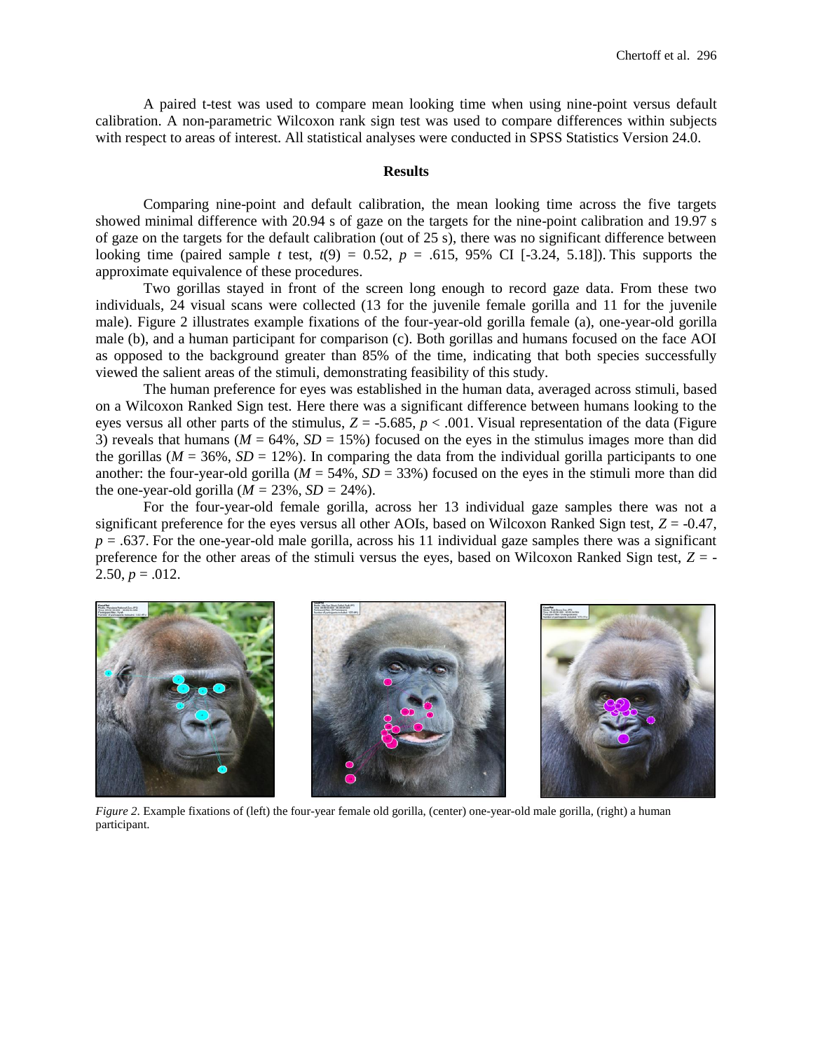A paired t-test was used to compare mean looking time when using nine-point versus default calibration. A non-parametric Wilcoxon rank sign test was used to compare differences within subjects with respect to areas of interest. All statistical analyses were conducted in SPSS Statistics Version 24.0.

## Results

Comparing nine-point and default calibration, the mean looking time across the five targets showed minimal difference with 20.94 s of gaze on the targets for the nine-point calibration and 19.97 s of gaze on the targets for the default calibration (out of 25 s), there was no significant difference between looking time (paired sample *t* test, $t(9) = 0.52$, $p = .615$, 95% CI [-3.24, 5.18]). This supports the approximate equivalence of these procedures.

Two gorillas stayed in front of the screen long enough to record gaze data. From these two individuals, 24 visual scans were collected (13 for the juvenile female gorilla and 11 for the juvenile male). Figure 2 illustrates example fixations of the four-year-old gorilla female (a), one-year-old gorilla male (b), and a human participant for comparison (c). Both gorillas and humans focused on the face AOI as opposed to the background greater than 85% of the time, indicating that both species successfully viewed the salient areas of the stimuli, demonstrating feasibility of this study.

The human preference for eyes was established in the human data, averaged across stimuli, based on a Wilcoxon Ranked Sign test. Here there was a significant difference between humans looking to the eyes versus all other parts of the stimulus, $Z = -5.685$, $p < .001$. Visual representation of the data (Figure 3) reveals that humans ($M = 64\%$, $SD = 15\%$) focused on the eyes in the stimulus images more than did the gorillas ($M = 36\%$, $SD = 12\%$). In comparing the data from the individual gorilla participants to one another: the four-year-old gorilla ($M = 54\%$, $SD = 33\%$) focused on the eyes in the stimuli more than did the one-year-old gorilla ($M = 23\%$, $SD = 24\%$).

For the four-year-old female gorilla, across her 13 individual gaze samples there was not a significant preference for the eyes versus all other AOIs, based on Wilcoxon Ranked Sign test, $Z = -0.47$, $p = .637$. For the one-year-old male gorilla, across his 11 individual gaze samples there was a significant preference for the other areas of the stimuli versus the eyes, based on Wilcoxon Ranked Sign test, $Z = -2.50$, $p = .012$.

*Figure 2.* Example fixations of (left) the four-year female old gorilla, (center) one-year-old male gorilla, (right) a human participant.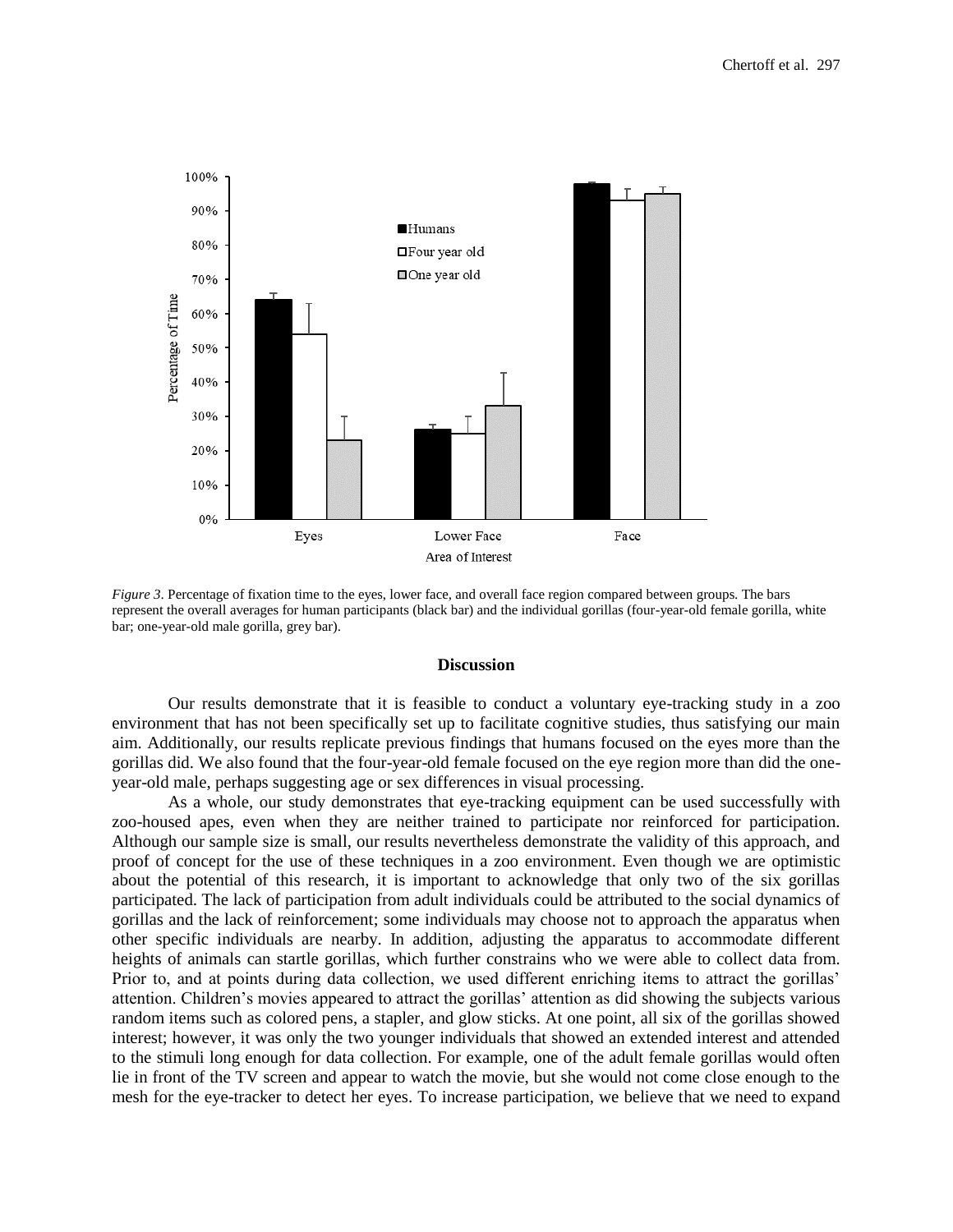*Figure 3*. Percentage of fixation time to the eyes, lower face, and overall face region compared between groups. The bars represent the overall averages for human participants (black bar) and the individual gorillas (four-year-old female gorilla, white bar; one-year-old male gorilla, grey bar).

## Discussion

Our results demonstrate that it is feasible to conduct a voluntary eye-tracking study in a zoo environment that has not been specifically set up to facilitate cognitive studies, thus satisfying our main aim. Additionally, our results replicate previous findings that humans focused on the eyes more than the gorillas did. We also found that the four-year-old female focused on the eye region more than did the one-year-old male, perhaps suggesting age or sex differences in visual processing.

As a whole, our study demonstrates that eye-tracking equipment can be used successfully with zoo-housed apes, even when they are neither trained to participate nor reinforced for participation. Although our sample size is small, our results nevertheless demonstrate the validity of this approach, and proof of concept for the use of these techniques in a zoo environment. Even though we are optimistic about the potential of this research, it is important to acknowledge that only two of the six gorillas participated. The lack of participation from adult individuals could be attributed to the social dynamics of gorillas and the lack of reinforcement; some individuals may choose not to approach the apparatus when other specific individuals are nearby. In addition, adjusting the apparatus to accommodate different heights of animals can startle gorillas, which further constrains who we were able to collect data from. Prior to, and at points during data collection, we used different enriching items to attract the gorillas' attention. Children's movies appeared to attract the gorillas' attention as did showing the subjects various random items such as colored pens, a stapler, and glow sticks. At one point, all six of the gorillas showed interest; however, it was only the two younger individuals that showed an extended interest and attended to the stimuli long enough for data collection. For example, one of the adult female gorillas would often lie in front of the TV screen and appear to watch the movie, but she would not come close enough to the mesh for the eye-tracker to detect her eyes. To increase participation, we believe that we need to expand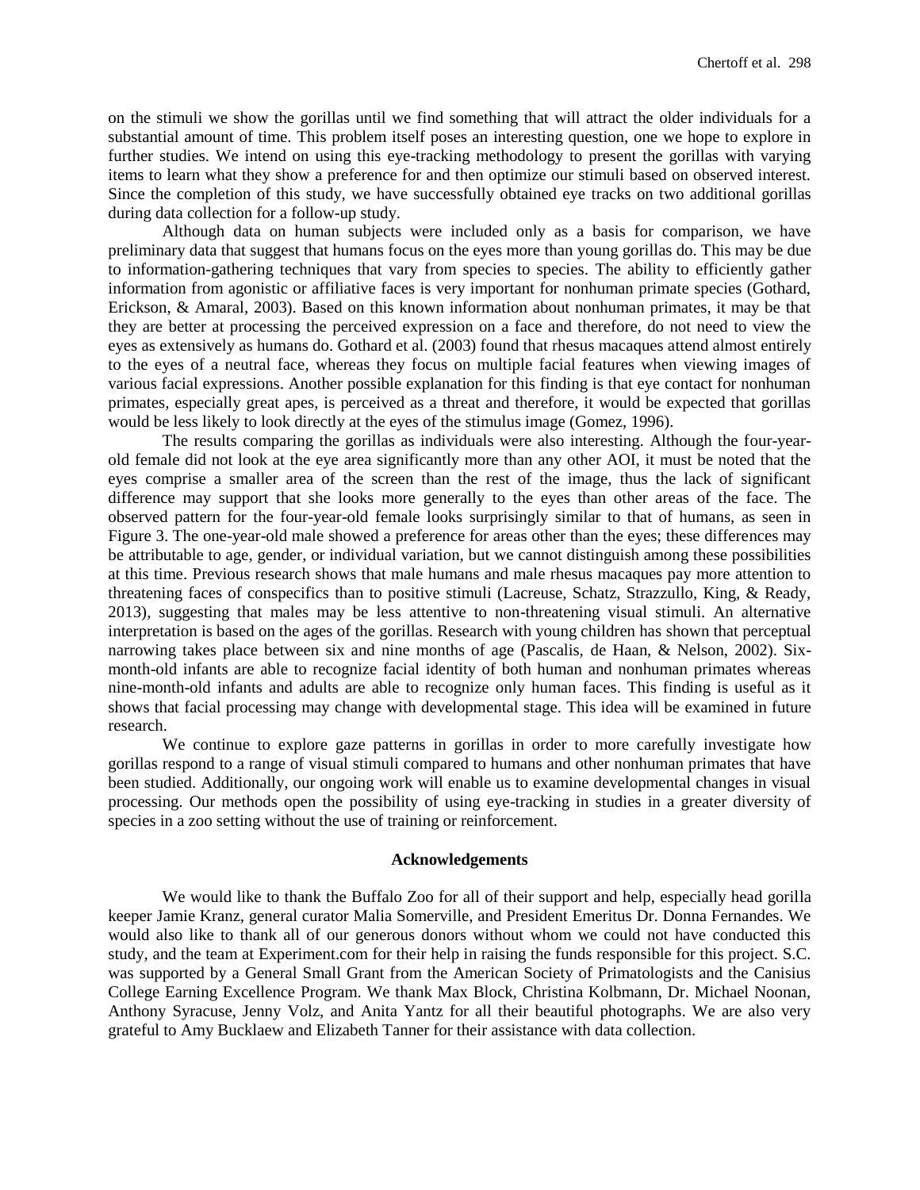on the stimuli we show the gorillas until we find something that will attract the older individuals for a substantial amount of time. This problem itself poses an interesting question, one we hope to explore in further studies. We intend on using this eye-tracking methodology to present the gorillas with varying items to learn what they show a preference for and then optimize our stimuli based on observed interest. Since the completion of this study, we have successfully obtained eye tracks on two additional gorillas during data collection for a follow-up study.

Although data on human subjects were included only as a basis for comparison, we have preliminary data that suggest that humans focus on the eyes more than young gorillas do. This may be due to information-gathering techniques that vary from species to species. The ability to efficiently gather information from agonistic or affiliative faces is very important for nonhuman primate species (Gothard, Erickson, & Amaral, 2003). Based on this known information about nonhuman primates, it may be that they are better at processing the perceived expression on a face and therefore, do not need to view the eyes as extensively as humans do. Gothard et al. (2003) found that rhesus macaques attend almost entirely to the eyes of a neutral face, whereas they focus on multiple facial features when viewing images of various facial expressions. Another possible explanation for this finding is that eye contact for nonhuman primates, especially great apes, is perceived as a threat and therefore, it would be expected that gorillas would be less likely to look directly at the eyes of the stimulus image (Gomez, 1996).

The results comparing the gorillas as individuals were also interesting. Although the four-year-old female did not look at the eye area significantly more than any other AOI, it must be noted that the eyes comprise a smaller area of the screen than the rest of the image, thus the lack of significant difference may support that she looks more generally to the eyes than other areas of the face. The observed pattern for the four-year-old female looks surprisingly similar to that of humans, as seen in Figure 3. The one-year-old male showed a preference for areas other than the eyes; these differences may be attributable to age, gender, or individual variation, but we cannot distinguish among these possibilities at this time. Previous research shows that male humans and male rhesus macaques pay more attention to threatening faces of conspecifics than to positive stimuli (Lacreuse, Schatz, Strazzullo, King, & Ready, 2013), suggesting that males may be less attentive to non-threatening visual stimuli. An alternative interpretation is based on the ages of the gorillas. Research with young children has shown that perceptual narrowing takes place between six and nine months of age (Pascalis, de Haan, & Nelson, 2002). Six-month-old infants are able to recognize facial identity of both human and nonhuman primates whereas nine-month-old infants and adults are able to recognize only human faces. This finding is useful as it shows that facial processing may change with developmental stage. This idea will be examined in future research.

We continue to explore gaze patterns in gorillas in order to more carefully investigate how gorillas respond to a range of visual stimuli compared to humans and other nonhuman primates that have been studied. Additionally, our ongoing work will enable us to examine developmental changes in visual processing. Our methods open the possibility of using eye-tracking in studies in a greater diversity of species in a zoo setting without the use of training or reinforcement.

## Acknowledgements

We would like to thank the Buffalo Zoo for all of their support and help, especially head gorilla keeper Jamie Kranz, general curator Malia Somerville, and President Emeritus Dr. Donna Fernandes. We would also like to thank all of our generous donors without whom we could not have conducted this study, and the team at Experiment.com for their help in raising the funds responsible for this project. S.C. was supported by a General Small Grant from the American Society of Primatologists and the Canisius College Earning Excellence Program. We thank Max Block, Christina Kolbmann, Dr. Michael Noonan, Anthony Syracuse, Jenny Volz, and Anita Yantz for all their beautiful photographs. We are also very grateful to Amy Bucklaew and Elizabeth Tanner for their assistance with data collection.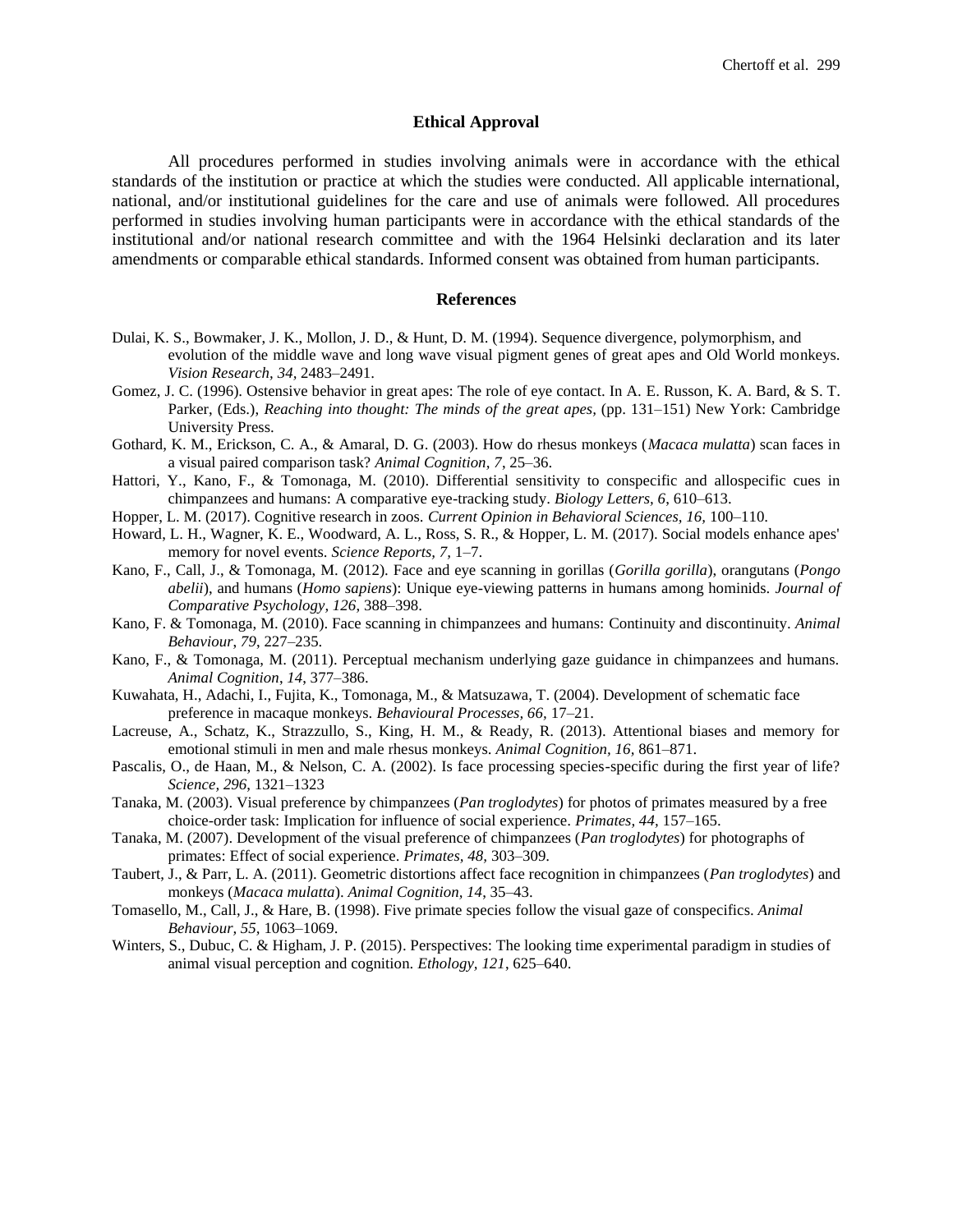## Ethical Approval

All procedures performed in studies involving animals were in accordance with the ethical standards of the institution or practice at which the studies were conducted. All applicable international, national, and/or institutional guidelines for the care and use of animals were followed. All procedures performed in studies involving human participants were in accordance with the ethical standards of the institutional and/or national research committee and with the 1964 Helsinki declaration and its later amendments or comparable ethical standards. Informed consent was obtained from human participants.

## References

Dulai, K. S., Bowmaker, J. K., Mollon, J. D., & Hunt, D. M. (1994). Sequence divergence, polymorphism, and evolution of the middle wave and long wave visual pigment genes of great apes and Old World monkeys. *Vision Research, 34*, 2483–2491.

Gomez, J. C. (1996). Ostensive behavior in great apes: The role of eye contact. In A. E. Russon, K. A. Bard, & S. T. Parker, (Eds.), *Reaching into thought: The minds of the great apes*, (pp. 131–151) New York: Cambridge University Press.

Gothard, K. M., Erickson, C. A., & Amaral, D. G. (2003). How do rhesus monkeys (*Macaca mulatta*) scan faces in a visual paired comparison task? *Animal Cognition, 7*, 25–36.

Hattori, Y., Kano, F., & Tomonaga, M. (2010). Differential sensitivity to conspecific and allospecific cues in chimpanzees and humans: A comparative eye-tracking study. *Biology Letters, 6*, 610–613.

Hopper, L. M. (2017). Cognitive research in zoos. *Current Opinion in Behavioral Sciences, 16,* 100–110.

Howard, L. H., Wagner, K. E., Woodward, A. L., Ross, S. R., & Hopper, L. M. (2017). Social models enhance apes' memory for novel events. *Science Reports, 7,* 1–7.

Kano, F., Call, J., & Tomonaga, M. (2012). Face and eye scanning in gorillas (*Gorilla gorilla*), orangutans (*Pongo abelii*), and humans (*Homo sapiens*): Unique eye-viewing patterns in humans among hominids. *Journal of Comparative Psychology, 126*, 388–398.

Kano, F. & Tomonaga, M. (2010). Face scanning in chimpanzees and humans: Continuity and discontinuity. *Animal Behaviour, 79*, 227–235.

Kano, F., & Tomonaga, M. (2011). Perceptual mechanism underlying gaze guidance in chimpanzees and humans. *Animal Cognition, 14*, 377–386.

Kuwahata, H., Adachi, I., Fujita, K., Tomonaga, M., & Matsuzawa, T. (2004). Development of schematic face preference in macaque monkeys. *Behavioural Processes, 66*, 17–21.

Lacreuse, A., Schatz, K., Strazzullo, S., King, H. M., & Ready, R. (2013). Attentional biases and memory for emotional stimuli in men and male rhesus monkeys. *Animal Cognition, 16*, 861–871.

Pascalis, O., de Haan, M., & Nelson, C. A. (2002). Is face processing species-specific during the first year of life? *Science, 296*, 1321–1323

Tanaka, M. (2003). Visual preference by chimpanzees (*Pan troglodytes*) for photos of primates measured by a free choice-order task: Implication for influence of social experience. *Primates, 44,* 157–165.

Tanaka, M. (2007). Development of the visual preference of chimpanzees (*Pan troglodytes*) for photographs of primates: Effect of social experience. *Primates, 48,* 303–309.

Taubert, J., & Parr, L. A. (2011). Geometric distortions affect face recognition in chimpanzees (*Pan troglodytes*) and monkeys (*Macaca mulatta*). *Animal Cognition, 14*, 35–43.

Tomasello, M., Call, J., & Hare, B. (1998). Five primate species follow the visual gaze of conspecifics. *Animal Behaviour, 55,* 1063–1069.

Winters, S., Dubuc, C. & Higham, J. P. (2015). Perspectives: The looking time experimental paradigm in studies of animal visual perception and cognition. *Ethology, 121*, 625–640.